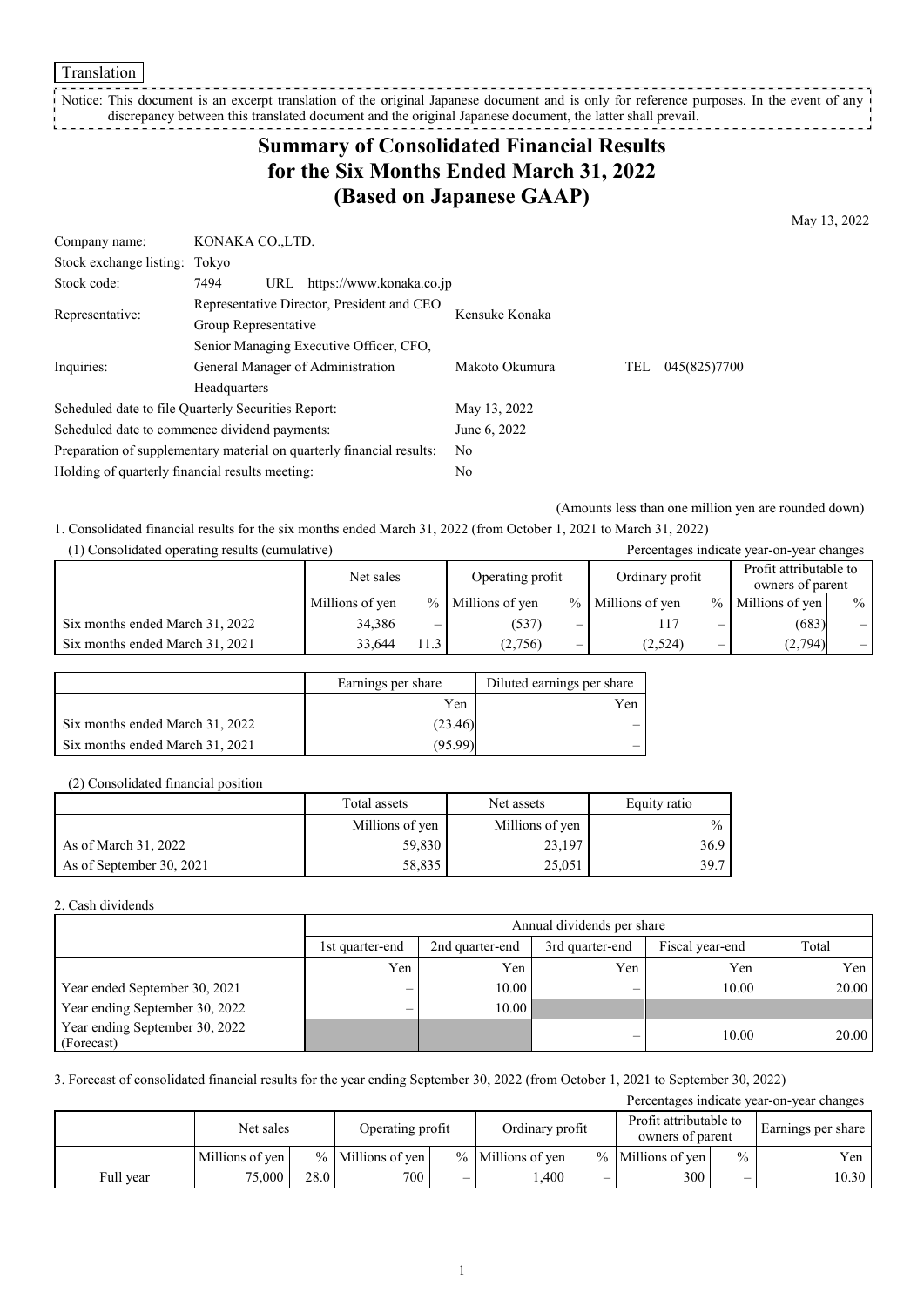Translation

Notice: This document is an excerpt translation of the original Japanese document and is only for reference purposes. In the event of any discrepancy between this translated document and the original Japanese document, the latter shall prevail.

# Summary of Consolidated Financial Results for the Six Months Ended March 31, 2022 (Based on Japanese GAAP)

May 13, 2022

| | | | | |
|---|---|---|---|---|
| Company name: | KONAKA CO.,LTD. | | | |
| Stock exchange listing: | Tokyo | | | |
| Stock code: | 7494 URL https://www.konaka.co.jp | | | |
| Representative: | Representative Director, President and CEO Group Representative | Kensuke Konaka | | |
| Inquiries: | Senior Managing Executive Officer, CFO, General Manager of Administration Headquarters | Makoto Okumura | TEL | 045(825)7700 |
| Scheduled date to file Quarterly Securities Report: | | May 13, 2022 | | |
| Scheduled date to commence dividend payments: | | June 6, 2022 | | |
| Preparation of supplementary material on quarterly financial results: | | No | | |
| Holding of quarterly financial results meeting: | | No | | |

(Amounts less than one million yen are rounded down)

1. Consolidated financial results for the six months ended March 31, 2022 (from October 1, 2021 to March 31, 2022)

(1) Consolidated operating results (cumulative)

Percentages indicate year-on-year changes

| | Net sales | | Operating profit | | Ordinary profit | | Profit attributable to owners of parent | |
|---|---|---|---|---|---|---|---|---|
| | Millions of yen | % | Millions of yen | % | Millions of yen | % | Millions of yen | % |
| Six months ended March 31, 2022 | 34,386 | – | (537) | – | 117 | – | (683) | – |
| Six months ended March 31, 2021 | 33,644 | 11.3 | (2,756) | – | (2,524) | – | (2,794) | – |

| | Earnings per share | Diluted earnings per share |
|---|---|---|
| | Yen | Yen |
| Six months ended March 31, 2022 | (23.46) | – |
| Six months ended March 31, 2021 | (95.99) | – |

(2) Consolidated financial position

| | Total assets | Net assets | Equity ratio |
|---|---|---|---|
| | Millions of yen | Millions of yen | % |
| As of March 31, 2022 | 59,830 | 23,197 | 36.9 |
| As of September 30, 2021 | 58,835 | 25,051 | 39.7 |

2. Cash dividends

| | Annual dividends per share | | | | |
|---|---|---|---|---|---|
| | 1st quarter-end | 2nd quarter-end | 3rd quarter-end | Fiscal year-end | Total |
| | Yen | Yen | Yen | Yen | Yen |
| Year ended September 30, 2021 | – | 10.00 | – | 10.00 | 20.00 |
| Year ending September 30, 2022 | – | 10.00 | | | |
| Year ending September 30, 2022 (Forecast) | | | – | 10.00 | 20.00 |

3. Forecast of consolidated financial results for the year ending September 30, 2022 (from October 1, 2021 to September 30, 2022)

Percentages indicate year-on-year changes

| | Net sales | | Operating profit | | Ordinary profit | | Profit attributable to owners of parent | | Earnings per share |
|---|---|---|---|---|---|---|---|---|---|
| | Millions of yen | % | Millions of yen | % | Millions of yen | % | Millions of yen | % | Yen |
| Full year | 75,000 | 28.0 | 700 | – | 1,400 | – | 300 | – | 10.30 |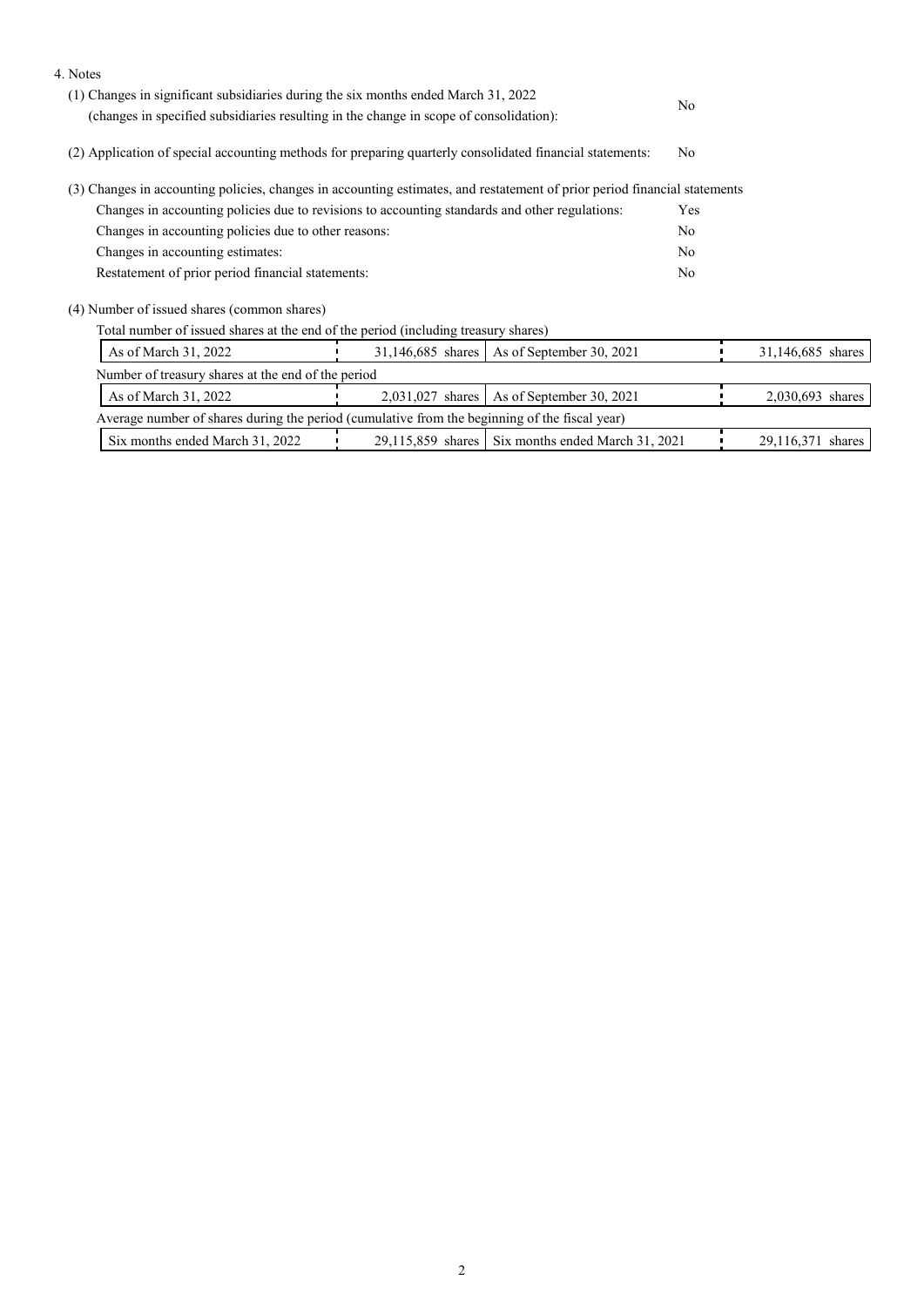4. Notes

(1) Changes in significant subsidiaries during the six months ended March 31, 2022 (changes in specified subsidiaries resulting in the change in scope of consolidation): No

(2) Application of special accounting methods for preparing quarterly consolidated financial statements: No

(3) Changes in accounting policies, changes in accounting estimates, and restatement of prior period financial statements

| | |
|---|---|
| Changes in accounting policies due to revisions to accounting standards and other regulations: | Yes |
| Changes in accounting policies due to other reasons: | No |
| Changes in accounting estimates: | No |
| Restatement of prior period financial statements: | No |

(4) Number of issued shares (common shares)

Total number of issued shares at the end of the period (including treasury shares)

| | | | |
|---|---|---|---|
| As of March 31, 2022 | 31,146,685 shares | As of September 30, 2021 | 31,146,685 shares |

Number of treasury shares at the end of the period

| | | | |
|---|---|---|---|
| As of March 31, 2022 | 2,031,027 shares | As of September 30, 2021 | 2,030,693 shares |

Average number of shares during the period (cumulative from the beginning of the fiscal year)

| | | | |
|---|---|---|---|
| Six months ended March 31, 2022 | 29,115,859 shares | Six months ended March 31, 2021 | 29,116,371 shares |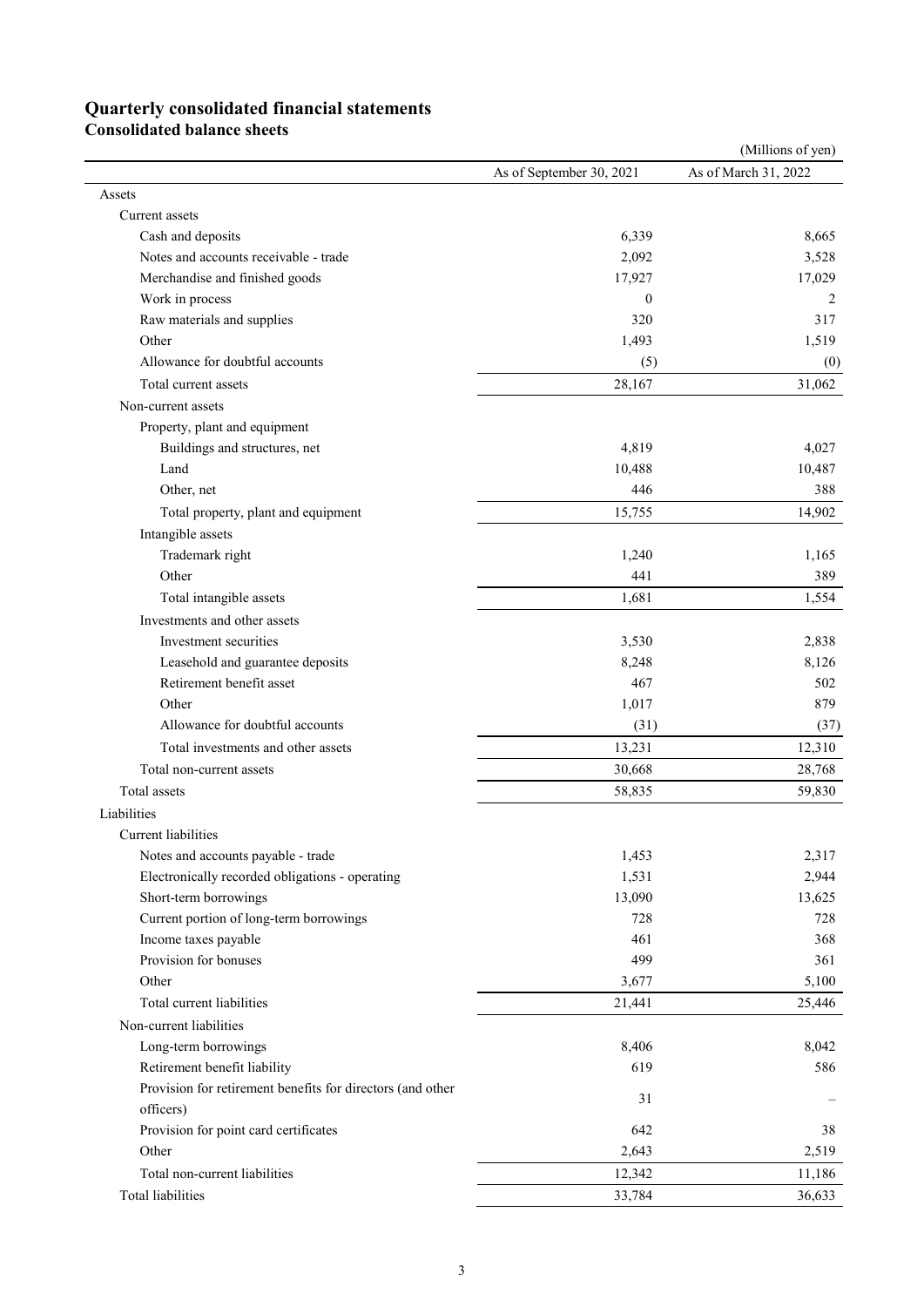# Quarterly consolidated financial statements

## Consolidated balance sheets

(Millions of yen)

| | As of September 30, 2021 | As of March 31, 2022 |
|---|---|---|
| Assets | | |
| Current assets | | |
| Cash and deposits | 6,339 | 8,665 |
| Notes and accounts receivable - trade | 2,092 | 3,528 |
| Merchandise and finished goods | 17,927 | 17,029 |
| Work in process | 0 | 2 |
| Raw materials and supplies | 320 | 317 |
| Other | 1,493 | 1,519 |
| Allowance for doubtful accounts | (5) | (0) |
| Total current assets | 28,167 | 31,062 |
| Non-current assets | | |
| Property, plant and equipment | | |
| Buildings and structures, net | 4,819 | 4,027 |
| Land | 10,488 | 10,487 |
| Other, net | 446 | 388 |
| Total property, plant and equipment | 15,755 | 14,902 |
| Intangible assets | | |
| Trademark right | 1,240 | 1,165 |
| Other | 441 | 389 |
| Total intangible assets | 1,681 | 1,554 |
| Investments and other assets | | |
| Investment securities | 3,530 | 2,838 |
| Leasehold and guarantee deposits | 8,248 | 8,126 |
| Retirement benefit asset | 467 | 502 |
| Other | 1,017 | 879 |
| Allowance for doubtful accounts | (31) | (37) |
| Total investments and other assets | 13,231 | 12,310 |
| Total non-current assets | 30,668 | 28,768 |
| Total assets | 58,835 | 59,830 |
| Liabilities | | |
| Current liabilities | | |
| Notes and accounts payable - trade | 1,453 | 2,317 |
| Electronically recorded obligations - operating | 1,531 | 2,944 |
| Short-term borrowings | 13,090 | 13,625 |
| Current portion of long-term borrowings | 728 | 728 |
| Income taxes payable | 461 | 368 |
| Provision for bonuses | 499 | 361 |
| Other | 3,677 | 5,100 |
| Total current liabilities | 21,441 | 25,446 |
| Non-current liabilities | | |
| Long-term borrowings | 8,406 | 8,042 |
| Retirement benefit liability | 619 | 586 |
| Provision for retirement benefits for directors (and other officers) | 31 | – |
| Provision for point card certificates | 642 | 38 |
| Other | 2,643 | 2,519 |
| Total non-current liabilities | 12,342 | 11,186 |
| Total liabilities | 33,784 | 36,633 |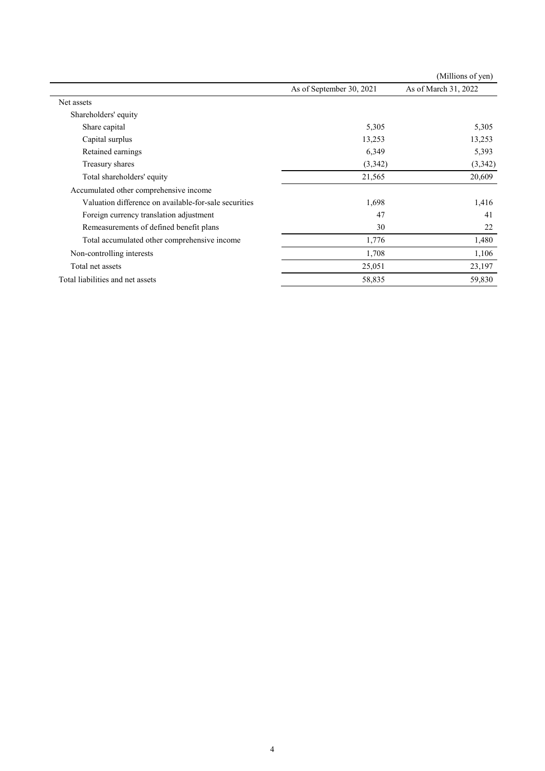(Millions of yen)

| | As of September 30, 2021 | As of March 31, 2022 |
|---|---|---|
| Net assets | | |
| Shareholders' equity | | |
| Share capital | 5,305 | 5,305 |
| Capital surplus | 13,253 | 13,253 |
| Retained earnings | 6,349 | 5,393 |
| Treasury shares | (3,342) | (3,342) |
| Total shareholders' equity | 21,565 | 20,609 |
| Accumulated other comprehensive income | | |
| Valuation difference on available-for-sale securities | 1,698 | 1,416 |
| Foreign currency translation adjustment | 47 | 41 |
| Remeasurements of defined benefit plans | 30 | 22 |
| Total accumulated other comprehensive income | 1,776 | 1,480 |
| Non-controlling interests | 1,708 | 1,106 |
| Total net assets | 25,051 | 23,197 |
| Total liabilities and net assets | 58,835 | 59,830 |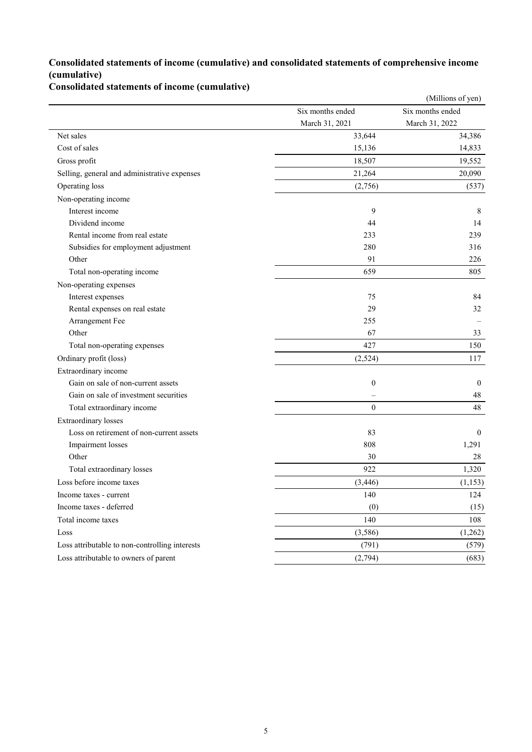## Consolidated statements of income (cumulative) and consolidated statements of comprehensive income (cumulative)

### Consolidated statements of income (cumulative)

(Millions of yen)

| | Six months ended March 31, 2021 | Six months ended March 31, 2022 |
|---|---|---|
| Net sales | 33,644 | 34,386 |
| Cost of sales | 15,136 | 14,833 |
| Gross profit | 18,507 | 19,552 |
| Selling, general and administrative expenses | 21,264 | 20,090 |
| Operating loss | (2,756) | (537) |
| Non-operating income | | |
| Interest income | 9 | 8 |
| Dividend income | 44 | 14 |
| Rental income from real estate | 233 | 239 |
| Subsidies for employment adjustment | 280 | 316 |
| Other | 91 | 226 |
| Total non-operating income | 659 | 805 |
| Non-operating expenses | | |
| Interest expenses | 75 | 84 |
| Rental expenses on real estate | 29 | 32 |
| Arrangement Fee | 255 | – |
| Other | 67 | 33 |
| Total non-operating expenses | 427 | 150 |
| Ordinary profit (loss) | (2,524) | 117 |
| Extraordinary income | | |
| Gain on sale of non-current assets | 0 | 0 |
| Gain on sale of investment securities | – | 48 |
| Total extraordinary income | 0 | 48 |
| Extraordinary losses | | |
| Loss on retirement of non-current assets | 83 | 0 |
| Impairment losses | 808 | 1,291 |
| Other | 30 | 28 |
| Total extraordinary losses | 922 | 1,320 |
| Loss before income taxes | (3,446) | (1,153) |
| Income taxes - current | 140 | 124 |
| Income taxes - deferred | (0) | (15) |
| Total income taxes | 140 | 108 |
| Loss | (3,586) | (1,262) |
| Loss attributable to non-controlling interests | (791) | (579) |
| Loss attributable to owners of parent | (2,794) | (683) |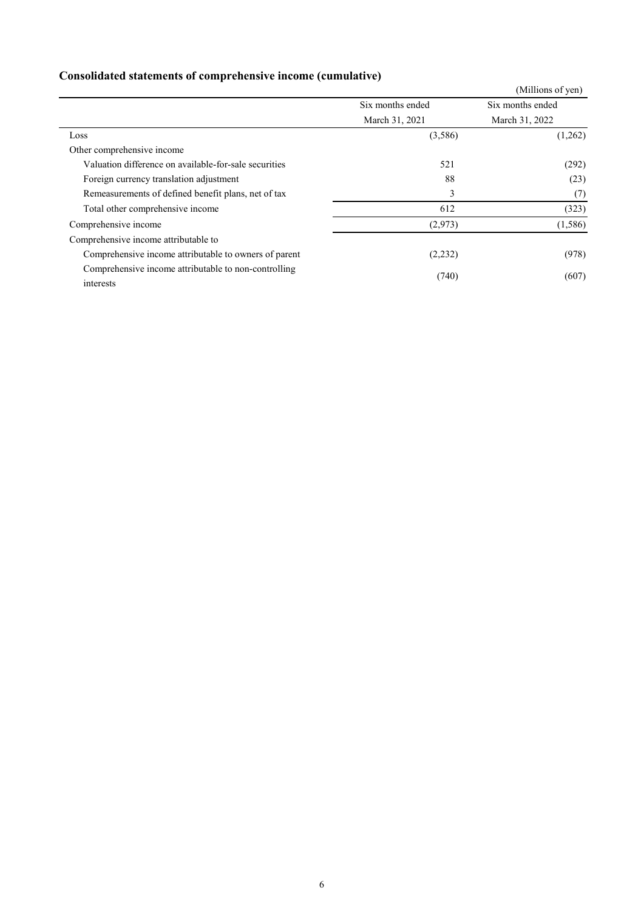## Consolidated statements of comprehensive income (cumulative)

(Millions of yen)

| | Six months ended March 31, 2021 | Six months ended March 31, 2022 |
|---|---|---|
| Loss | (3,586) | (1,262) |
| Other comprehensive income | | |
| Valuation difference on available-for-sale securities | 521 | (292) |
| Foreign currency translation adjustment | 88 | (23) |
| Remeasurements of defined benefit plans, net of tax | 3 | (7) |
| Total other comprehensive income | 612 | (323) |
| Comprehensive income | (2,973) | (1,586) |
| Comprehensive income attributable to | | |
| Comprehensive income attributable to owners of parent | (2,232) | (978) |
| Comprehensive income attributable to non-controlling interests | (740) | (607) |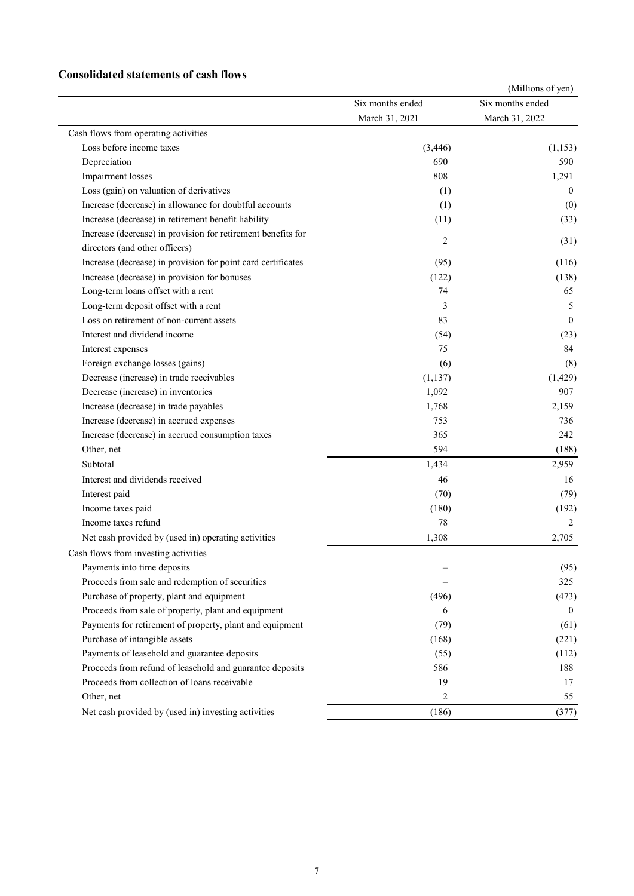## Consolidated statements of cash flows

(Millions of yen)

| | Six months ended March 31, 2021 | Six months ended March 31, 2022 |
|---|---|---|
| Cash flows from operating activities | | |
| Loss before income taxes | (3,446) | (1,153) |
| Depreciation | 690 | 590 |
| Impairment losses | 808 | 1,291 |
| Loss (gain) on valuation of derivatives | (1) | 0 |
| Increase (decrease) in allowance for doubtful accounts | (1) | (0) |
| Increase (decrease) in retirement benefit liability | (11) | (33) |
| Increase (decrease) in provision for retirement benefits for directors (and other officers) | 2 | (31) |
| Increase (decrease) in provision for point card certificates | (95) | (116) |
| Increase (decrease) in provision for bonuses | (122) | (138) |
| Long-term loans offset with a rent | 74 | 65 |
| Long-term deposit offset with a rent | 3 | 5 |
| Loss on retirement of non-current assets | 83 | 0 |
| Interest and dividend income | (54) | (23) |
| Interest expenses | 75 | 84 |
| Foreign exchange losses (gains) | (6) | (8) |
| Decrease (increase) in trade receivables | (1,137) | (1,429) |
| Decrease (increase) in inventories | 1,092 | 907 |
| Increase (decrease) in trade payables | 1,768 | 2,159 |
| Increase (decrease) in accrued expenses | 753 | 736 |
| Increase (decrease) in accrued consumption taxes | 365 | 242 |
| Other, net | 594 | (188) |
| Subtotal | 1,434 | 2,959 |
| Interest and dividends received | 46 | 16 |
| Interest paid | (70) | (79) |
| Income taxes paid | (180) | (192) |
| Income taxes refund | 78 | 2 |
| Net cash provided by (used in) operating activities | 1,308 | 2,705 |
| Cash flows from investing activities | | |
| Payments into time deposits | – | (95) |
| Proceeds from sale and redemption of securities | – | 325 |
| Purchase of property, plant and equipment | (496) | (473) |
| Proceeds from sale of property, plant and equipment | 6 | 0 |
| Payments for retirement of property, plant and equipment | (79) | (61) |
| Purchase of intangible assets | (168) | (221) |
| Payments of leasehold and guarantee deposits | (55) | (112) |
| Proceeds from refund of leasehold and guarantee deposits | 586 | 188 |
| Proceeds from collection of loans receivable | 19 | 17 |
| Other, net | 2 | 55 |
| Net cash provided by (used in) investing activities | (186) | (377) |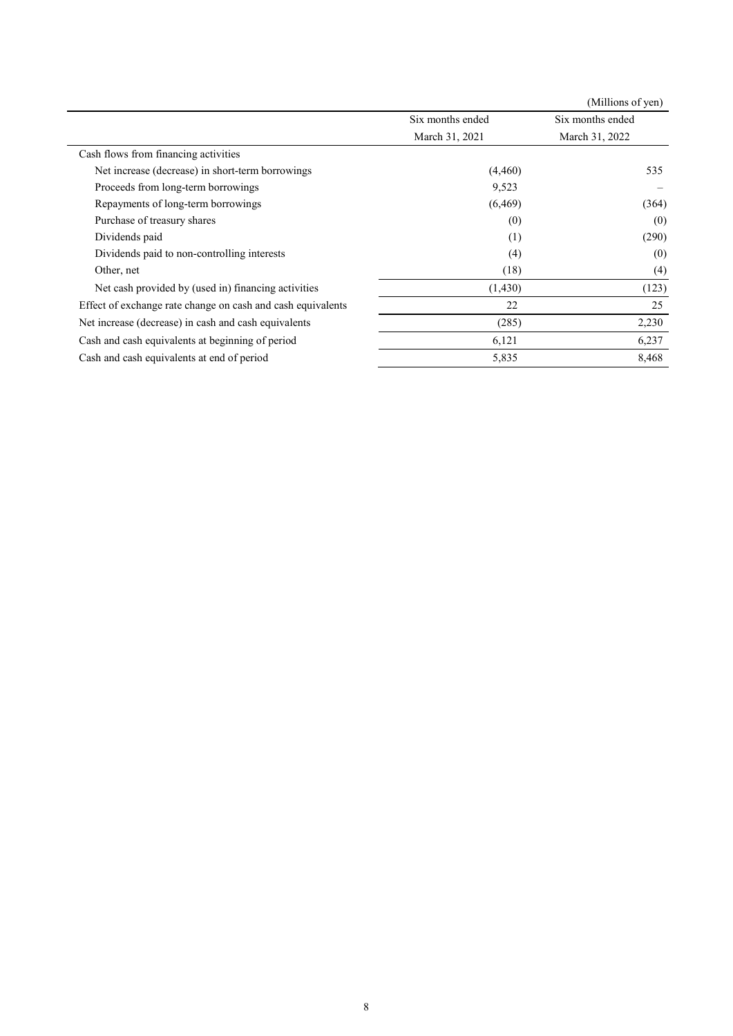(Millions of yen)

| | Six months ended March 31, 2021 | Six months ended March 31, 2022 |
|---|---|---|
| Cash flows from financing activities | | |
| Net increase (decrease) in short-term borrowings | (4,460) | 535 |
| Proceeds from long-term borrowings | 9,523 | – |
| Repayments of long-term borrowings | (6,469) | (364) |
| Purchase of treasury shares | (0) | (0) |
| Dividends paid | (1) | (290) |
| Dividends paid to non-controlling interests | (4) | (0) |
| Other, net | (18) | (4) |
| Net cash provided by (used in) financing activities | (1,430) | (123) |
| Effect of exchange rate change on cash and cash equivalents | 22 | 25 |
| Net increase (decrease) in cash and cash equivalents | (285) | 2,230 |
| Cash and cash equivalents at beginning of period | 6,121 | 6,237 |
| Cash and cash equivalents at end of period | 5,835 | 8,468 |